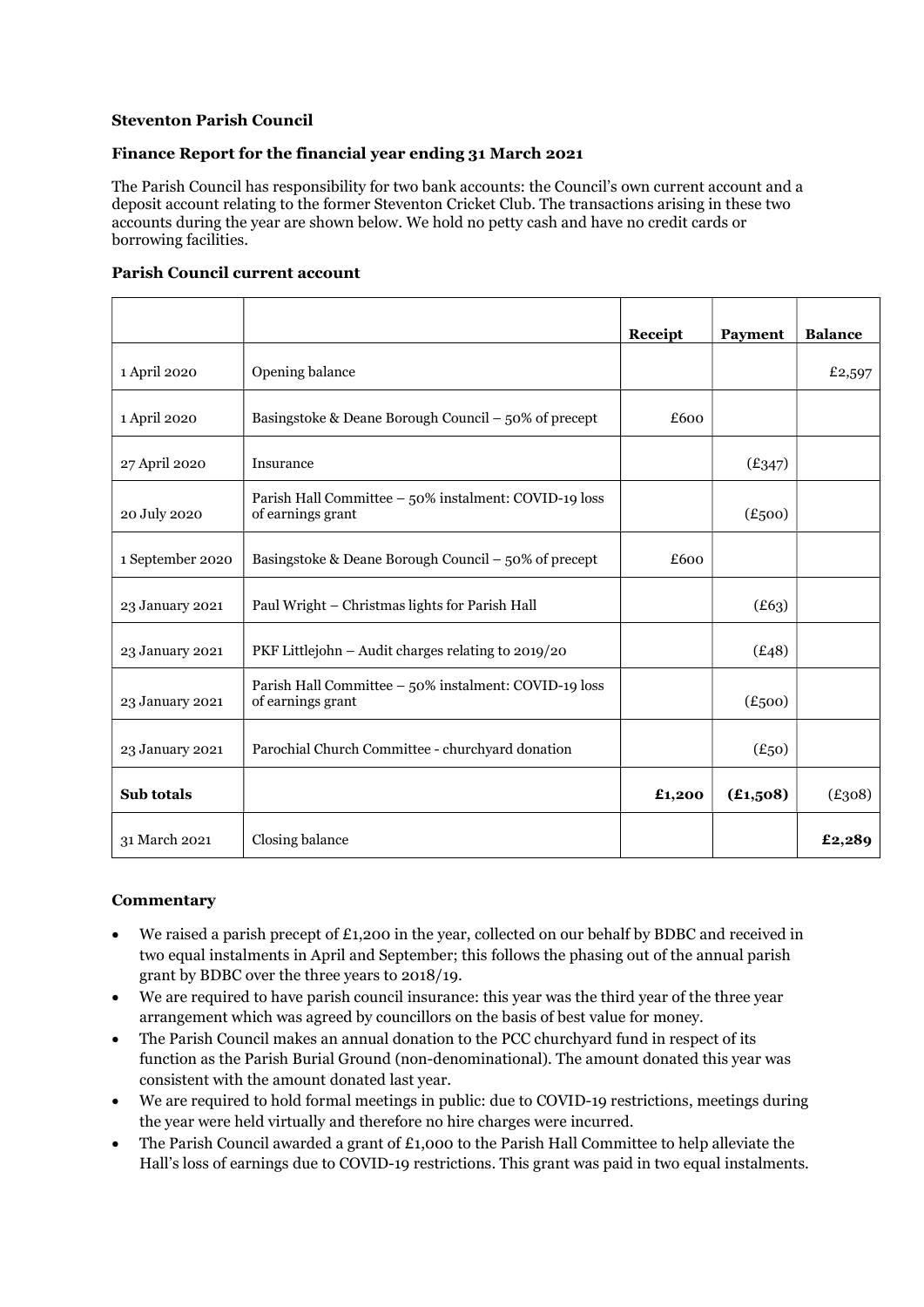**Steventon Parish Council**

**Finance Report for the financial year ending 31 March 2021**

The Parish Council has responsibility for two bank accounts: the Council's own current account and a deposit account relating to the former Steventon Cricket Club. The transactions arising in these two accounts during the year are shown below. We hold no petty cash and have no credit cards or borrowing facilities.

**Parish Council current account**

| | | Receipt | Payment | Balance |
|---|---|---|---|---|
| 1 April 2020 | Opening balance | | | £2,597 |
| 1 April 2020 | Basingstoke & Deane Borough Council – 50% of precept | £600 | | |
| 27 April 2020 | Insurance | | (£347) | |
| 20 July 2020 | Parish Hall Committee – 50% instalment: COVID-19 loss of earnings grant | | (£500) | |
| 1 September 2020 | Basingstoke & Deane Borough Council – 50% of precept | £600 | | |
| 23 January 2021 | Paul Wright – Christmas lights for Parish Hall | | (£63) | |
| 23 January 2021 | PKF Littlejohn – Audit charges relating to 2019/20 | | (£48) | |
| 23 January 2021 | Parish Hall Committee – 50% instalment: COVID-19 loss of earnings grant | | (£500) | |
| 23 January 2021 | Parochial Church Committee - churchyard donation | | (£50) | |
| **Sub totals** | | **£1,200** | **(£1,508)** | (£308) |
| 31 March 2021 | Closing balance | | | **£2,289** |

**Commentary**

- We raised a parish precept of £1,200 in the year, collected on our behalf by BDBC and received in two equal instalments in April and September; this follows the phasing out of the annual parish grant by BDBC over the three years to 2018/19.
- We are required to have parish council insurance: this year was the third year of the three year arrangement which was agreed by councillors on the basis of best value for money.
- The Parish Council makes an annual donation to the PCC churchyard fund in respect of its function as the Parish Burial Ground (non-denominational). The amount donated this year was consistent with the amount donated last year.
- We are required to hold formal meetings in public: due to COVID-19 restrictions, meetings during the year were held virtually and therefore no hire charges were incurred.
- The Parish Council awarded a grant of £1,000 to the Parish Hall Committee to help alleviate the Hall's loss of earnings due to COVID-19 restrictions. This grant was paid in two equal instalments.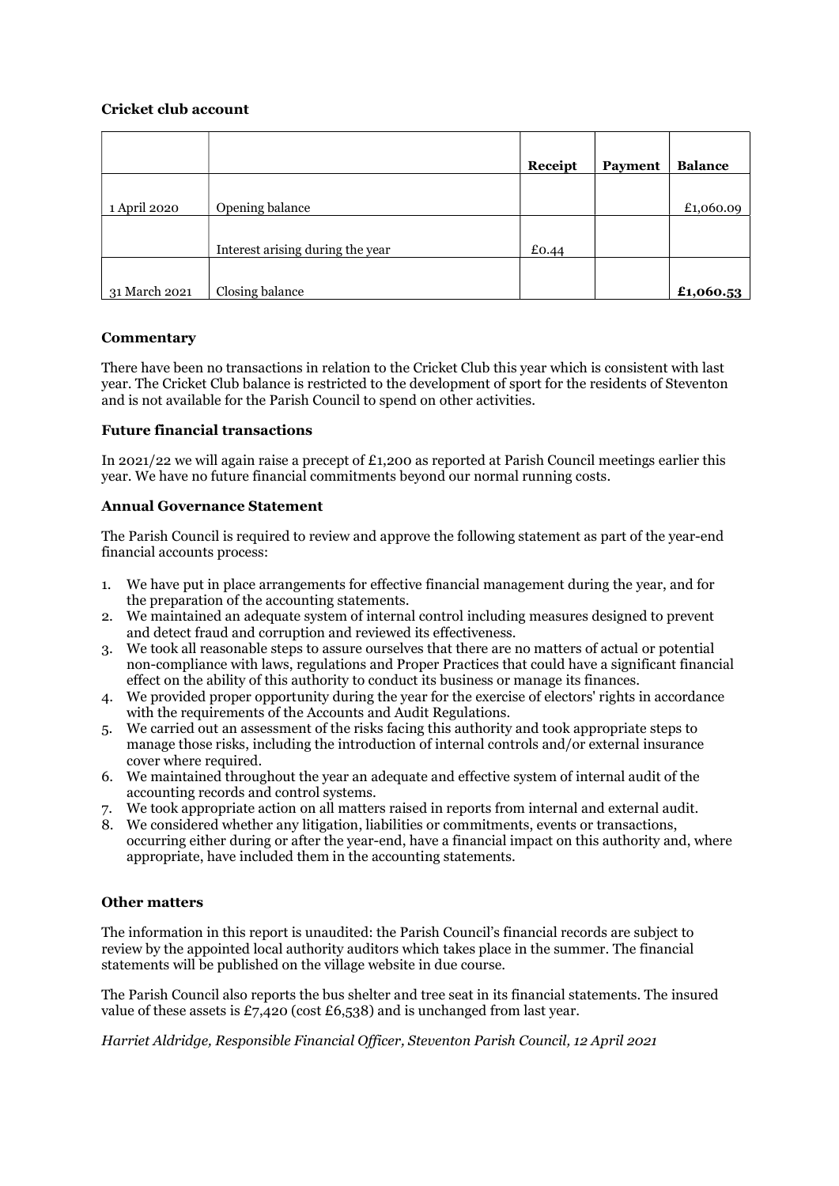**Cricket club account**

| | | Receipt | Payment | Balance |
|---|---|---|---|---|
| 1 April 2020 | Opening balance | | | £1,060.09 |
| | Interest arising during the year | £0.44 | | |
| 31 March 2021 | Closing balance | | | **£1,060.53** |

**Commentary**

There have been no transactions in relation to the Cricket Club this year which is consistent with last year. The Cricket Club balance is restricted to the development of sport for the residents of Steventon and is not available for the Parish Council to spend on other activities.

**Future financial transactions**

In 2021/22 we will again raise a precept of £1,200 as reported at Parish Council meetings earlier this year. We have no future financial commitments beyond our normal running costs.

**Annual Governance Statement**

The Parish Council is required to review and approve the following statement as part of the year-end financial accounts process:

1. We have put in place arrangements for effective financial management during the year, and for the preparation of the accounting statements.
2. We maintained an adequate system of internal control including measures designed to prevent and detect fraud and corruption and reviewed its effectiveness.
3. We took all reasonable steps to assure ourselves that there are no matters of actual or potential non-compliance with laws, regulations and Proper Practices that could have a significant financial effect on the ability of this authority to conduct its business or manage its finances.
4. We provided proper opportunity during the year for the exercise of electors' rights in accordance with the requirements of the Accounts and Audit Regulations.
5. We carried out an assessment of the risks facing this authority and took appropriate steps to manage those risks, including the introduction of internal controls and/or external insurance cover where required.
6. We maintained throughout the year an adequate and effective system of internal audit of the accounting records and control systems.
7. We took appropriate action on all matters raised in reports from internal and external audit.
8. We considered whether any litigation, liabilities or commitments, events or transactions, occurring either during or after the year-end, have a financial impact on this authority and, where appropriate, have included them in the accounting statements.

**Other matters**

The information in this report is unaudited: the Parish Council's financial records are subject to review by the appointed local authority auditors which takes place in the summer. The financial statements will be published on the village website in due course.

The Parish Council also reports the bus shelter and tree seat in its financial statements. The insured value of these assets is £7,420 (cost £6,538) and is unchanged from last year.

*Harriet Aldridge, Responsible Financial Officer, Steventon Parish Council, 12 April 2021*